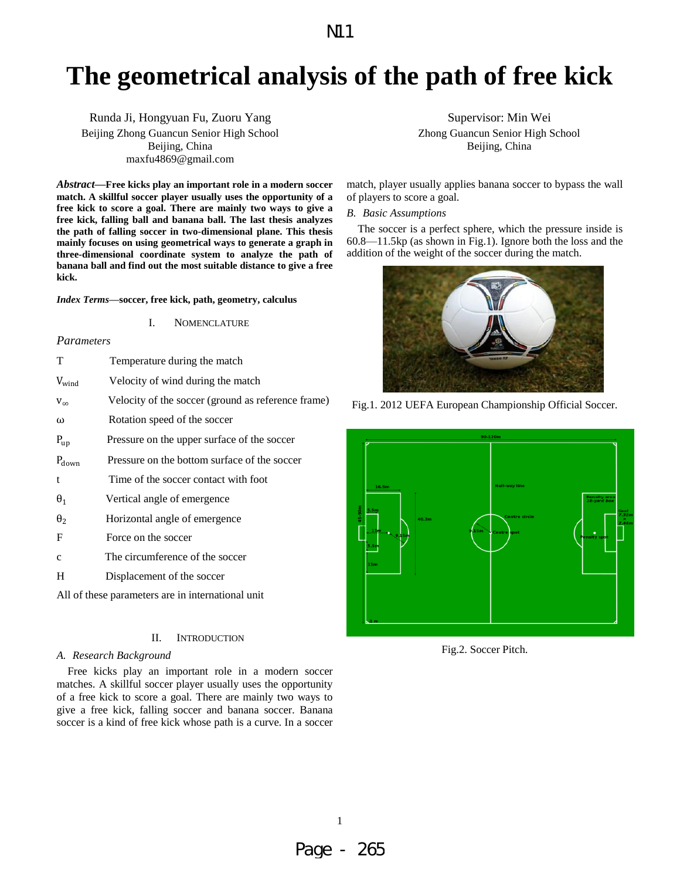# The geometrical analysis of the path of free kick

Runda Ji, Hongyuan Fu, Zuoru Yang
Beijing Zhong Guancun Senior High School
Beijing, China
maxfu4869@gmail.com

Supervisor: Min Wei
Zhong Guancun Senior High School
Beijing, China

***Abstract*—Free kicks play an important role in a modern soccer match. A skillful soccer player usually uses the opportunity of a free kick to score a goal. There are mainly two ways to give a free kick, falling ball and banana ball. The last thesis analyzes the path of falling soccer in two-dimensional plane. This thesis mainly focuses on using geometrical ways to generate a graph in three-dimensional coordinate system to analyze the path of banana ball and find out the most suitable distance to give a free kick.**

***Index Terms*—soccer, free kick, path, geometry, calculus**

## I. Nomenclature

*Parameters*

| | |
|---|---|
| T | Temperature during the match |
| $V_{wind}$ | Velocity of wind during the match |
| $v_\infty$ | Velocity of the soccer (ground as reference frame) |
| ω | Rotation speed of the soccer |
| $P_{up}$ | Pressure on the upper surface of the soccer |
| $P_{down}$ | Pressure on the bottom surface of the soccer |
| t | Time of the soccer contact with foot |
| $\theta_1$ | Vertical angle of emergence |
| $\theta_2$ | Horizontal angle of emergence |
| F | Force on the soccer |
| c | The circumference of the soccer |
| H | Displacement of the soccer |

All of these parameters are in international unit

## II. Introduction

### A. Research Background

Free kicks play an important role in a modern soccer matches. A skillful soccer player usually uses the opportunity of a free kick to score a goal. There are mainly two ways to give a free kick, falling soccer and banana soccer. Banana soccer is a kind of free kick whose path is a curve. In a soccer match, player usually applies banana soccer to bypass the wall of players to score a goal.

### B. Basic Assumptions

The soccer is a perfect sphere, which the pressure inside is 60.8—11.5kp (as shown in Fig.1). Ignore both the loss and the addition of the weight of the soccer during the match.

Fig.1. 2012 UEFA European Championship Official Soccer.

Fig.2. Soccer Pitch.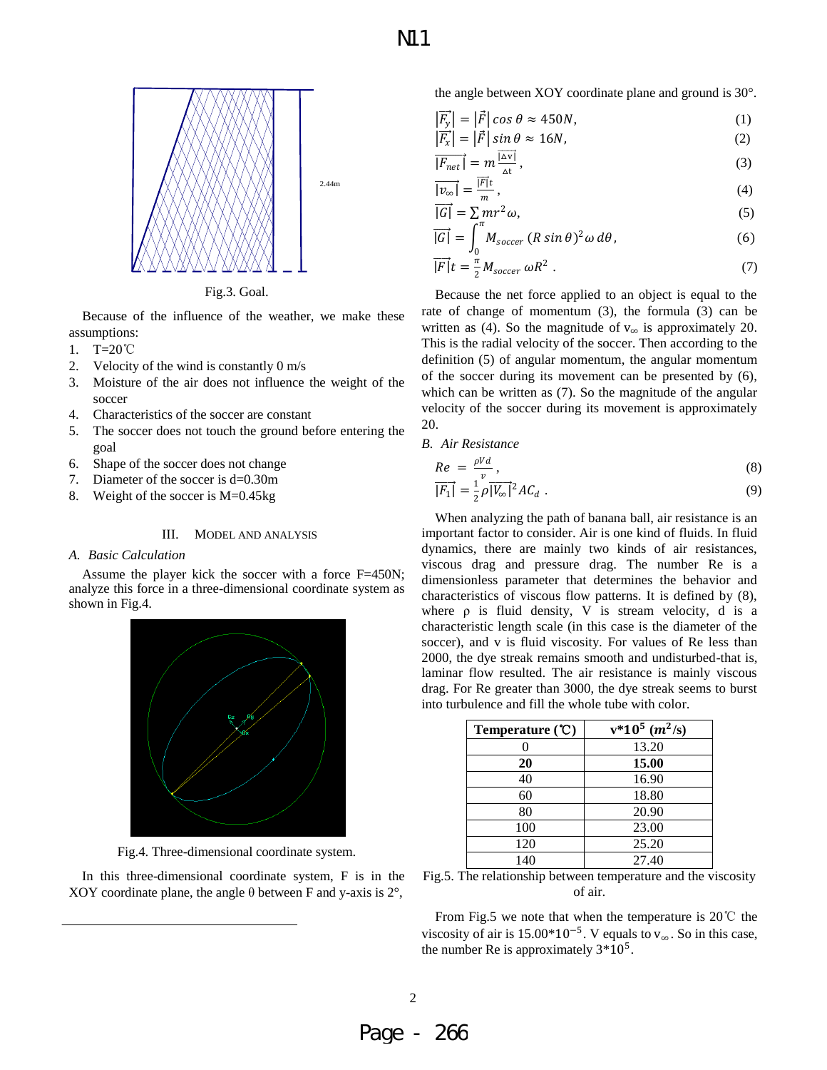Fig.3. Goal.

Because of the influence of the weather, we make these assumptions:

1. T=20℃
2. Velocity of the wind is constantly 0 m/s
3. Moisture of the air does not influence the weight of the soccer
4. Characteristics of the soccer are constant
5. The soccer does not touch the ground before entering the goal
6. Shape of the soccer does not change
7. Diameter of the soccer is d=0.30m
8. Weight of the soccer is M=0.45kg

## III. Model and Analysis

### A. Basic Calculation

Assume the player kick the soccer with a force F=450N; analyze this force in a three-dimensional coordinate system as shown in Fig.4.

Fig.4. Three-dimensional coordinate system.

In this three-dimensional coordinate system, F is in the XOY coordinate plane, the angle θ between F and y-axis is 2°, the angle between XOY coordinate plane and ground is 30°.

$$|\vec{F_y}| = |\vec{F}|\cos\theta \approx 450N, \quad (1)$$

$$|\vec{F_x}| = |\vec{F}|\sin\theta \approx 16N, \quad (2)$$

$$|\overrightarrow{F_{net}}| = m\frac{|\overline{\Delta v}|}{\Delta t}, \quad (3)$$

$$|\overrightarrow{v_\infty}| = \frac{|\vec{F}|t}{m}, \quad (4)$$

$$|\vec{G}| = \sum mr^2\omega, \quad (5)$$

$$|\vec{G}| = \int_0^{\pi} M_{soccer}\,(R\sin\theta)^2\omega\, d\theta, \quad (6)$$

$$|\vec{F}|t = \frac{\pi}{2}M_{soccer}\,\omega R^2\,. \quad (7)$$

Because the net force applied to an object is equal to the rate of change of momentum (3), the formula (3) can be written as (4). So the magnitude of $v_\infty$ is approximately 20. This is the radial velocity of the soccer. Then according to the definition (5) of angular momentum, the angular momentum of the soccer during its movement can be presented by (6), which can be written as (7). So the magnitude of the angular velocity of the soccer during its movement is approximately 20.

### B. Air Resistance

$$Re = \frac{\rho V d}{v}, \quad (8)$$

$$|\overrightarrow{F_1}| = \frac{1}{2}\rho|\overrightarrow{V_\infty}|^2 AC_d\,. \quad (9)$$

When analyzing the path of banana ball, air resistance is an important factor to consider. Air is one kind of fluids. In fluid dynamics, there are mainly two kinds of air resistances, viscous drag and pressure drag. The number Re is a dimensionless parameter that determines the behavior and characteristics of viscous flow patterns. It is defined by (8), where ρ is fluid density, V is stream velocity, d is a characteristic length scale (in this case is the diameter of the soccer), and v is fluid viscosity. For values of Re less than 2000, the dye streak remains smooth and undisturbed-that is, laminar flow resulted. The air resistance is mainly viscous drag. For Re greater than 3000, the dye streak seems to burst into turbulence and fill the whole tube with color.

| Temperature (℃) | $v*10^5$ ($m^2$/s) |
|---|---|
| 0 | 13.20 |
| **20** | **15.00** |
| 40 | 16.90 |
| 60 | 18.80 |
| 80 | 20.90 |
| 100 | 23.00 |
| 120 | 25.20 |
| 140 | 27.40 |

Fig.5. The relationship between temperature and the viscosity of air.

From Fig.5 we note that when the temperature is 20℃ the viscosity of air is $15.00*10^{-5}$. V equals to $v_\infty$. So in this case, the number Re is approximately $3*10^5$.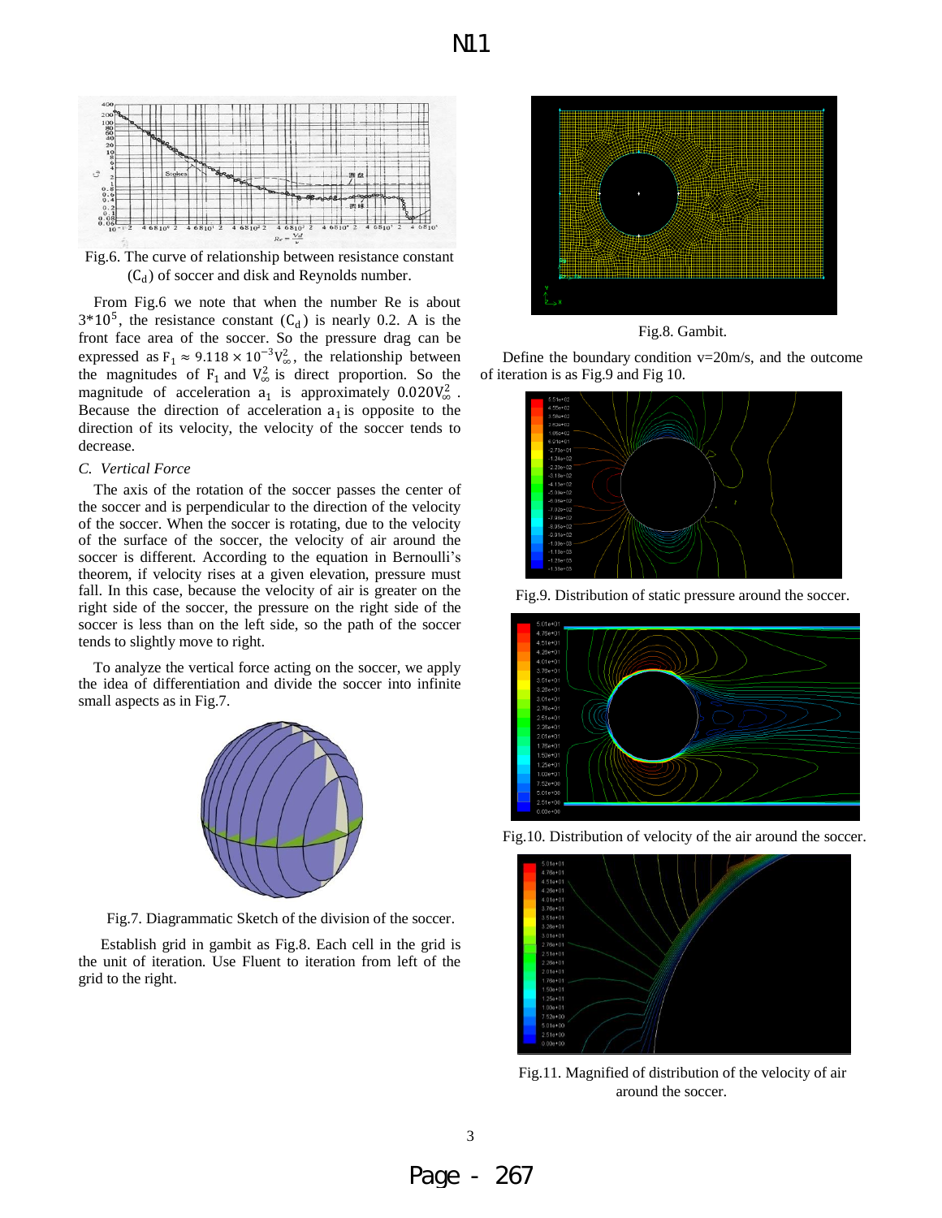Fig.6. The curve of relationship between resistance constant ($C_d$) of soccer and disk and Reynolds number.

From Fig.6 we note that when the number Re is about $3*10^5$, the resistance constant ($C_d$) is nearly 0.2. A is the front face area of the soccer. So the pressure drag can be expressed as $F_1 \approx 9.118 \times 10^{-3} V_\infty^2$, the relationship between the magnitudes of $F_1$ and $V_\infty^2$ is direct proportion. So the magnitude of acceleration $a_1$ is approximately $0.020 V_\infty^2$. Because the direction of acceleration $a_1$ is opposite to the direction of its velocity, the velocity of the soccer tends to decrease.

### C. Vertical Force

The axis of the rotation of the soccer passes the center of the soccer and is perpendicular to the direction of the velocity of the soccer. When the soccer is rotating, due to the velocity of the surface of the soccer, the velocity of air around the soccer is different. According to the equation in Bernoulli's theorem, if velocity rises at a given elevation, pressure must fall. In this case, because the velocity of air is greater on the right side of the soccer, the pressure on the right side of the soccer is less than on the left side, so the path of the soccer tends to slightly move to right.

To analyze the vertical force acting on the soccer, we apply the idea of differentiation and divide the soccer into infinite small aspects as in Fig.7.

Fig.7. Diagrammatic Sketch of the division of the soccer.

Establish grid in gambit as Fig.8. Each cell in the grid is the unit of iteration. Use Fluent to iteration from left of the grid to the right.

Fig.8. Gambit.

Define the boundary condition v=20m/s, and the outcome of iteration is as Fig.9 and Fig 10.

Fig.9. Distribution of static pressure around the soccer.

Fig.10. Distribution of velocity of the air around the soccer.

Fig.11. Magnified of distribution of the velocity of air around the soccer.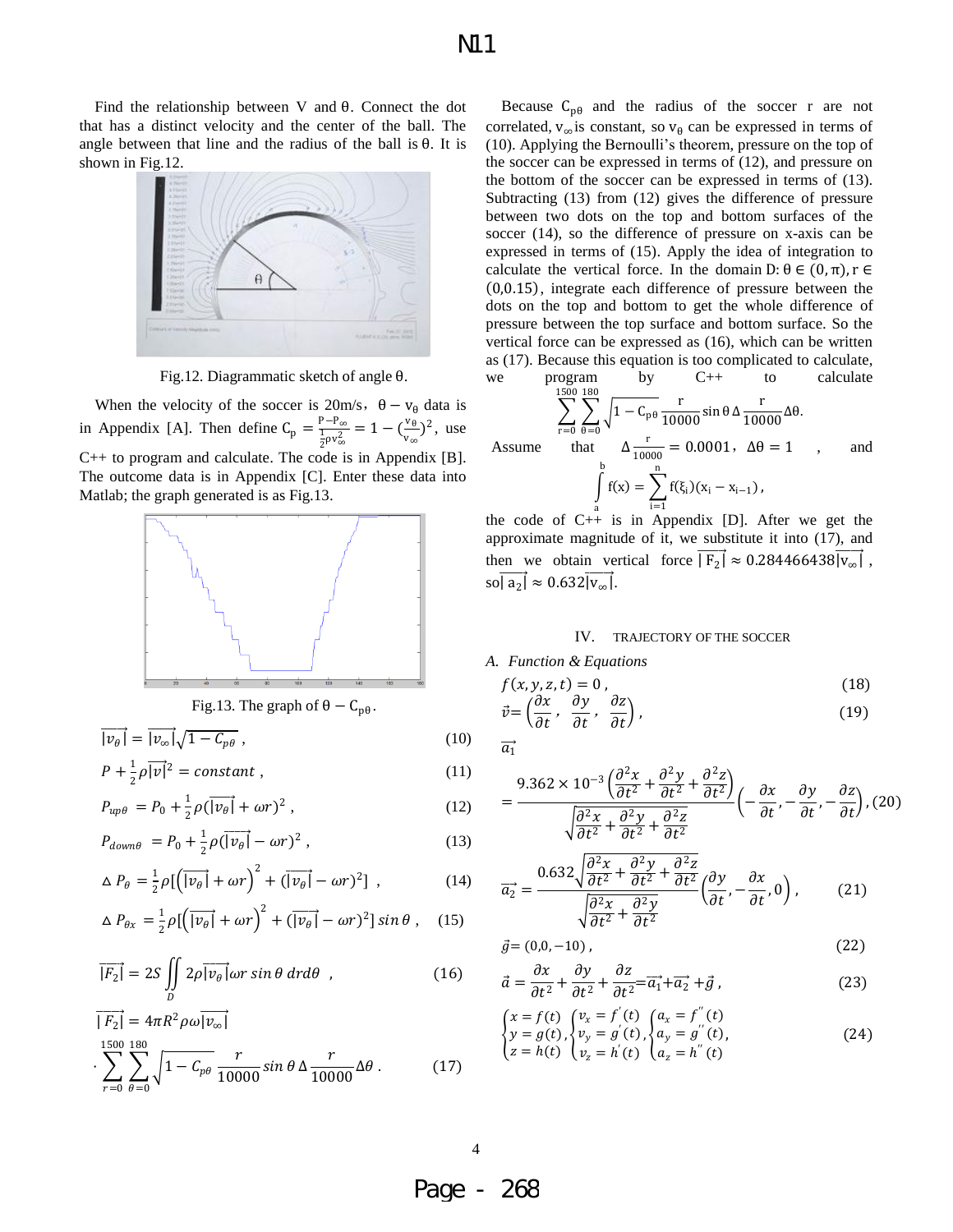Find the relationship between V and θ. Connect the dot that has a distinct velocity and the center of the ball. The angle between that line and the radius of the ball is θ. It is shown in Fig.12.

Fig.12. Diagrammatic sketch of angle θ.

When the velocity of the soccer is 20m/s, $\theta - v_\theta$ data is in Appendix [A]. Then define $C_p = \frac{P-P_\infty}{\frac{1}{2}\rho v_\infty^2} = 1-(\frac{v_\theta}{v_\infty})^2$, use C++ to program and calculate. The code is in Appendix [B]. The outcome data is in Appendix [C]. Enter these data into Matlab; the graph generated is as Fig.13.

Fig.13. The graph of $\theta - C_{p\theta}$.

$$\overrightarrow{|v_\theta|} = \overrightarrow{|v_\infty|}\sqrt{1-C_{p\theta}}\ , \tag{10}$$

$$P + \frac{1}{2}\rho\overrightarrow{|v|}^2 = constant\ , \tag{11}$$

$$P_{up\theta} = P_0 + \frac{1}{2}\rho(\overrightarrow{|v_\theta|} + \omega r)^2\ , \tag{12}$$

$$P_{down\theta} = P_0 + \frac{1}{2}\rho(\overrightarrow{|v_\theta|} - \omega r)^2\ , \tag{13}$$

$$\Delta P_\theta = \frac{1}{2}\rho[\left(\overrightarrow{|v_\theta|} + \omega r\right)^2 + (\overrightarrow{|v_\theta|} - \omega r)^2]\ , \tag{14}$$

$$\Delta P_{\theta x} = \frac{1}{2}\rho[\left(\overrightarrow{|v_\theta|} + \omega r\right)^2 + (\overrightarrow{|v_\theta|} - \omega r)^2]\sin\theta\ , \tag{15}$$

$$\overrightarrow{|F_2|} = 2S\iint_D 2\rho\overrightarrow{|v_\theta|}\omega r\sin\theta\, drd\theta\ , \tag{16}$$

$$\overrightarrow{|F_2|} = 4\pi R^2\rho\omega\overrightarrow{|v_\infty|} \cdot \sum_{r=0}^{1500}\sum_{\theta=0}^{180}\sqrt{1-C_{p\theta}}\frac{r}{10000}\sin\theta\,\Delta\frac{r}{10000}\Delta\theta\ . \tag{17}$$

Because $C_{p\theta}$ and the radius of the soccer r are not correlated, $v_\infty$ is constant, so $v_\theta$ can be expressed in terms of (10). Applying the Bernoulli's theorem, pressure on the top of the soccer can be expressed in terms of (12), and pressure on the bottom of the soccer can be expressed in terms of (13). Subtracting (13) from (12) gives the difference of pressure between two dots on the top and bottom surfaces of the soccer (14), so the difference of pressure on x-axis can be expressed in terms of (15). Apply the idea of integration to calculate the vertical force. In the domain $D: \theta \in (0,\pi), r \in (0, 0.15)$, integrate each difference of pressure between the dots on the top and bottom to get the whole difference of pressure between the top surface and bottom surface. So the vertical force can be expressed as (16), which can be written as (17). Because this equation is too complicated to calculate, we program by C++ to calculate $\sum_{r=0}^{1500}\sum_{\theta=0}^{180}\sqrt{1-C_{p\theta}}\frac{r}{10000}\sin\theta\,\Delta\frac{r}{10000}\Delta\theta$.

Assume that $\Delta\frac{r}{10000} = 0.0001$, $\Delta\theta = 1$, and $\int_a^b f(x) = \sum_{i=1}^{n} f(\xi_i)(x_i - x_{i-1})$, the code of C++ is in Appendix [D]. After we get the approximate magnitude of it, we substitute it into (17), and then we obtain vertical force $\overrightarrow{|F_2|} \approx 0.284466438\overrightarrow{|v_\infty|}$, so $\overrightarrow{|a_2|} \approx 0.632\overrightarrow{|v_\infty|}$.

## IV. TRAJECTORY OF THE SOCCER

### A. Function & Equations

$$f(x,y,z,t) = 0\ , \tag{18}$$

$$\vec{v} = \left(\frac{\partial x}{\partial t},\ \frac{\partial y}{\partial t},\ \frac{\partial z}{\partial t}\right), \tag{19}$$

$$\overrightarrow{a_1} = \frac{9.362\times10^{-3}\left(\frac{\partial^2 x}{\partial t^2}+\frac{\partial^2 y}{\partial t^2}+\frac{\partial^2 z}{\partial t^2}\right)}{\sqrt{\frac{\partial^2 x}{\partial t^2}+\frac{\partial^2 y}{\partial t^2}+\frac{\partial^2 z}{\partial t^2}}}\left(-\frac{\partial x}{\partial t}, -\frac{\partial y}{\partial t}, -\frac{\partial z}{\partial t}\right), \tag{20}$$

$$\overrightarrow{a_2} = \frac{0.632\sqrt{\frac{\partial^2 x}{\partial t^2}+\frac{\partial^2 y}{\partial t^2}+\frac{\partial^2 z}{\partial t^2}}}{\sqrt{\frac{\partial^2 x}{\partial t^2}+\frac{\partial^2 y}{\partial t^2}}}\left(\frac{\partial y}{\partial t}, -\frac{\partial x}{\partial t}, 0\right), \tag{21}$$

$$\vec{g} = (0,0,-10)\ , \tag{22}$$

$$\vec{a} = \frac{\partial x}{\partial t^2}+\frac{\partial y}{\partial t^2}+\frac{\partial z}{\partial t^2} = \overrightarrow{a_1}+\overrightarrow{a_2}+\vec{g}\ , \tag{23}$$

$$\begin{cases} x = f(t) \\ y = g(t) \\ z = h(t) \end{cases}, \begin{cases} v_x = f'(t) \\ v_y = g'(t) \\ v_z = h'(t) \end{cases}, \begin{cases} a_x = f''(t) \\ a_y = g''(t) \\ a_z = h''(t) \end{cases}, \tag{24}$$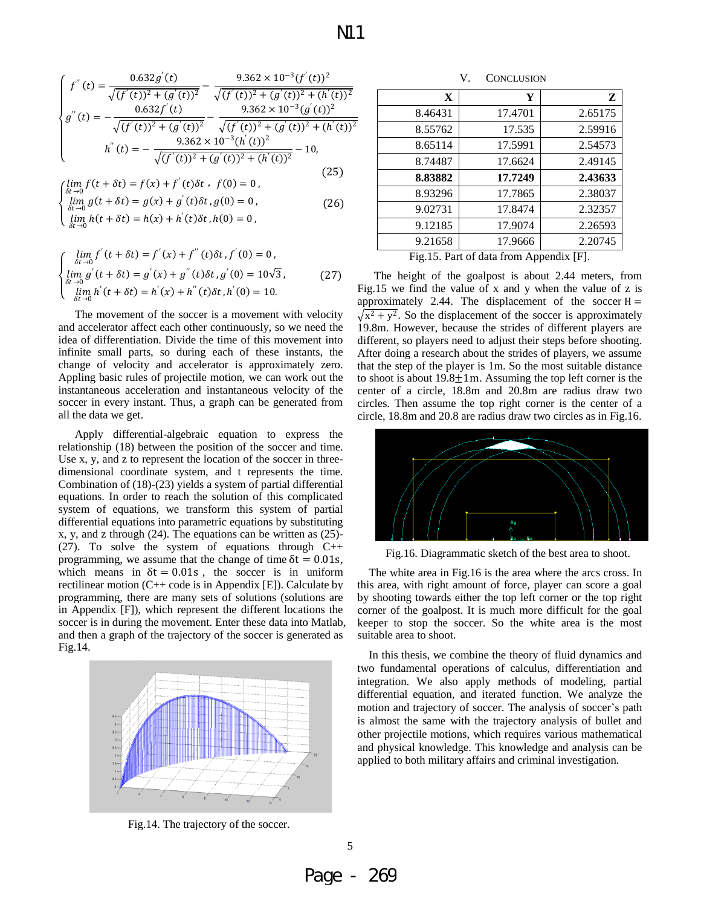$$
\begin{cases}
f''(t) = \dfrac{0.632g'(t)}{\sqrt{(f'(t))^2 + (g'(t))^2}} - \dfrac{9.362\times10^{-3}(f'(t))^2}{\sqrt{(f'(t))^2 + (g'(t))^2 + (h'(t))^2}} \\
g''(t) = -\dfrac{0.632f'(t)}{\sqrt{(f'(t))^2 + (g'(t))^2}} - \dfrac{9.362\times10^{-3}(g'(t))^2}{\sqrt{(f'(t))^2 + (g'(t))^2 + (h'(t))^2}} \\
h''(t) = -\dfrac{9.362\times10^{-3}(h'(t))^2}{\sqrt{(f'(t))^2 + (g'(t))^2 + (h'(t))^2}} - 10,
\end{cases} \tag{25}
$$

$$
\begin{cases}
\lim\limits_{\delta t\to0} f(t+\delta t) = f(x) + f'(t)\delta t\,,\ f(0)=0\,, \\
\lim\limits_{\delta t\to0} g(t+\delta t) = g(x) + g'(t)\delta t\,, g(0)=0\,, \\
\lim\limits_{\delta t\to0} h(t+\delta t) = h(x) + h'(t)\delta t\,, h(0)=0\,,
\end{cases} \tag{26}
$$

$$
\begin{cases}
\lim\limits_{\delta t\to0} f'(t+\delta t) = f'(x) + f''(t)\delta t\,, f'(0)=0\,, \\
\lim\limits_{\delta t\to0} g'(t+\delta t) = g'(x) + g''(t)\delta t\,, g'(0)=10\sqrt{3}\,, \\
\lim\limits_{\delta t\to0} h'(t+\delta t) = h'(x) + h''(t)\delta t\,, h'(0)=10.
\end{cases} \tag{27}
$$

The movement of the soccer is a movement with velocity and accelerator affect each other continuously, so we need the idea of differentiation. Divide the time of this movement into infinite small parts, so during each of these instants, the change of velocity and accelerator is approximately zero. Appling basic rules of projectile motion, we can work out the instantaneous acceleration and instantaneous velocity of the soccer in every instant. Thus, a graph can be generated from all the data we get.

Apply differential-algebraic equation to express the relationship (18) between the position of the soccer and time. Use x, y, and z to represent the location of the soccer in three-dimensional coordinate system, and t represents the time. Combination of (18)-(23) yields a system of partial differential equations. In order to reach the solution of this complicated system of equations, we transform this system of partial differential equations into parametric equations by substituting x, y, and z through (24). The equations can be written as (25)-(27). To solve the system of equations through C++ programming, we assume that the change of time $\delta t = 0.01s$, which means in $\delta t = 0.01s$, the soccer is in uniform rectilinear motion (C++ code is in Appendix [E]). Calculate by programming, there are many sets of solutions (solutions are in Appendix [F]), which represent the different locations the soccer is in during the movement. Enter these data into Matlab, and then a graph of the trajectory of the soccer is generated as Fig.14.

Fig.14. The trajectory of the soccer.

## V. Conclusion

| X | Y | Z |
|---|---|---|
| 8.46431 | 17.4701 | 2.65175 |
| 8.55762 | 17.535 | 2.59916 |
| 8.65114 | 17.5991 | 2.54573 |
| 8.74487 | 17.6624 | 2.49145 |
| **8.83882** | **17.7249** | **2.43633** |
| 8.93296 | 17.7865 | 2.38037 |
| 9.02731 | 17.8474 | 2.32357 |
| 9.12185 | 17.9074 | 2.26593 |
| 9.21658 | 17.9666 | 2.20745 |

Fig.15. Part of data from Appendix [F].

The height of the goalpost is about 2.44 meters, from Fig.15 we find the value of x and y when the value of z is approximately 2.44. The displacement of the soccer $H = \sqrt{x^2 + y^2}$. So the displacement of the soccer is approximately 19.8m. However, because the strides of different players are different, so players need to adjust their steps before shooting. After doing a research about the strides of players, we assume that the step of the player is 1m. So the most suitable distance to shoot is about $19.8\pm1$m. Assuming the top left corner is the center of a circle, 18.8m and 20.8m are radius draw two circles. Then assume the top right corner is the center of a circle, 18.8m and 20.8 are radius draw two circles as in Fig.16.

Fig.16. Diagrammatic sketch of the best area to shoot.

The white area in Fig.16 is the area where the arcs cross. In this area, with right amount of force, player can score a goal by shooting towards either the top left corner or the top right corner of the goalpost. It is much more difficult for the goal keeper to stop the soccer. So the white area is the most suitable area to shoot.

In this thesis, we combine the theory of fluid dynamics and two fundamental operations of calculus, differentiation and integration. We also apply methods of modeling, partial differential equation, and iterated function. We analyze the motion and trajectory of soccer. The analysis of soccer's path is almost the same with the trajectory analysis of bullet and other projectile motions, which requires various mathematical and physical knowledge. This knowledge and analysis can be applied to both military affairs and criminal investigation.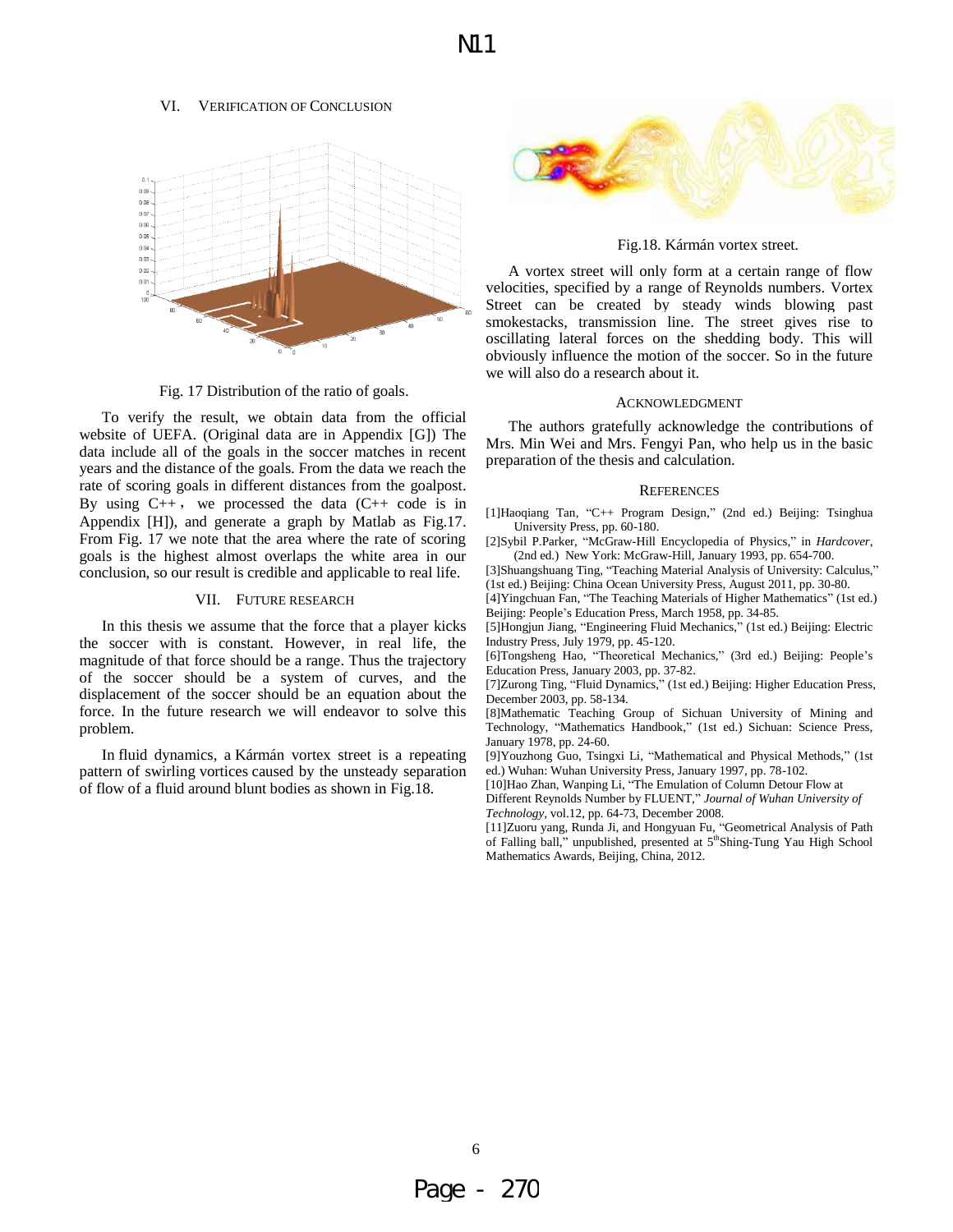## VI. Verification of Conclusion

Fig. 17 Distribution of the ratio of goals.

To verify the result, we obtain data from the official website of UEFA. (Original data are in Appendix [G]) The data include all of the goals in the soccer matches in recent years and the distance of the goals. From the data we reach the rate of scoring goals in different distances from the goalpost. By using C++， we processed the data (C++ code is in Appendix [H]), and generate a graph by Matlab as Fig.17. From Fig. 17 we note that the area where the rate of scoring goals is the highest almost overlaps the white area in our conclusion, so our result is credible and applicable to real life.

## VII. Future Research

In this thesis we assume that the force that a player kicks the soccer with is constant. However, in real life, the magnitude of that force should be a range. Thus the trajectory of the soccer should be a system of curves, and the displacement of the soccer should be an equation about the force. In the future research we will endeavor to solve this problem.

In fluid dynamics, a Kármán vortex street is a repeating pattern of swirling vortices caused by the unsteady separation of flow of a fluid around blunt bodies as shown in Fig.18.

Fig.18. Kármán vortex street.

A vortex street will only form at a certain range of flow velocities, specified by a range of Reynolds numbers. Vortex Street can be created by steady winds blowing past smokestacks, transmission line. The street gives rise to oscillating lateral forces on the shedding body. This will obviously influence the motion of the soccer. So in the future we will also do a research about it.

## Acknowledgment

The authors gratefully acknowledge the contributions of Mrs. Min Wei and Mrs. Fengyi Pan, who help us in the basic preparation of the thesis and calculation.

## References

[1]Haoqiang Tan, "C++ Program Design," (2nd ed.) Beijing: Tsinghua University Press, pp. 60-180.

[2]Sybil P.Parker, "McGraw-Hill Encyclopedia of Physics," in *Hardcover*, (2nd ed.) New York: McGraw-Hill, January 1993, pp. 654-700.

[3]Shuangshuang Ting, "Teaching Material Analysis of University: Calculus," (1st ed.) Beijing: China Ocean University Press, August 2011, pp. 30-80.

[4]Yingchuan Fan, "The Teaching Materials of Higher Mathematics" (1st ed.) Beijing: People's Education Press, March 1958, pp. 34-85.

[5]Hongjun Jiang, "Engineering Fluid Mechanics," (1st ed.) Beijing: Electric Industry Press, July 1979, pp. 45-120.

[6]Tongsheng Hao, "Theoretical Mechanics," (3rd ed.) Beijing: People's Education Press, January 2003, pp. 37-82.

[7]Zurong Ting, "Fluid Dynamics," (1st ed.) Beijing: Higher Education Press, December 2003, pp. 58-134.

[8]Mathematic Teaching Group of Sichuan University of Mining and Technology, "Mathematics Handbook," (1st ed.) Sichuan: Science Press, January 1978, pp. 24-60.

[9]Youzhong Guo, Tsingxi Li, "Mathematical and Physical Methods," (1st ed.) Wuhan: Wuhan University Press, January 1997, pp. 78-102.

[10]Hao Zhan, Wanping Li, "The Emulation of Column Detour Flow at Different Reynolds Number by FLUENT," *Journal of Wuhan University of Technology*, vol.12, pp. 64-73, December 2008.

[11]Zuoru yang, Runda Ji, and Hongyuan Fu, "Geometrical Analysis of Path of Falling ball," unpublished, presented at 5th Shing-Tung Yau High School Mathematics Awards, Beijing, China, 2012.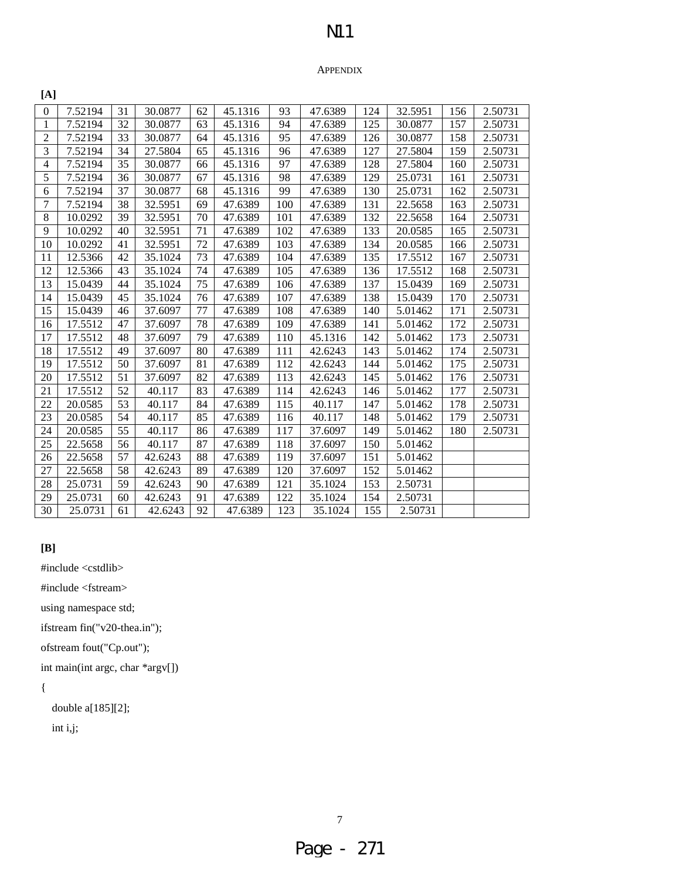# Appendix

**[A]**

| 0 | 7.52194 | 31 | 30.0877 | 62 | 45.1316 | 93 | 47.6389 | 124 | 32.5951 | 156 | 2.50731 |
|---|---|---|---|---|---|---|---|---|---|---|---|
| 1 | 7.52194 | 32 | 30.0877 | 63 | 45.1316 | 94 | 47.6389 | 125 | 30.0877 | 157 | 2.50731 |
| 2 | 7.52194 | 33 | 30.0877 | 64 | 45.1316 | 95 | 47.6389 | 126 | 30.0877 | 158 | 2.50731 |
| 3 | 7.52194 | 34 | 27.5804 | 65 | 45.1316 | 96 | 47.6389 | 127 | 27.5804 | 159 | 2.50731 |
| 4 | 7.52194 | 35 | 30.0877 | 66 | 45.1316 | 97 | 47.6389 | 128 | 27.5804 | 160 | 2.50731 |
| 5 | 7.52194 | 36 | 30.0877 | 67 | 45.1316 | 98 | 47.6389 | 129 | 25.0731 | 161 | 2.50731 |
| 6 | 7.52194 | 37 | 30.0877 | 68 | 45.1316 | 99 | 47.6389 | 130 | 25.0731 | 162 | 2.50731 |
| 7 | 7.52194 | 38 | 32.5951 | 69 | 47.6389 | 100 | 47.6389 | 131 | 22.5658 | 163 | 2.50731 |
| 8 | 10.0292 | 39 | 32.5951 | 70 | 47.6389 | 101 | 47.6389 | 132 | 22.5658 | 164 | 2.50731 |
| 9 | 10.0292 | 40 | 32.5951 | 71 | 47.6389 | 102 | 47.6389 | 133 | 20.0585 | 165 | 2.50731 |
| 10 | 10.0292 | 41 | 32.5951 | 72 | 47.6389 | 103 | 47.6389 | 134 | 20.0585 | 166 | 2.50731 |
| 11 | 12.5366 | 42 | 35.1024 | 73 | 47.6389 | 104 | 47.6389 | 135 | 17.5512 | 167 | 2.50731 |
| 12 | 12.5366 | 43 | 35.1024 | 74 | 47.6389 | 105 | 47.6389 | 136 | 17.5512 | 168 | 2.50731 |
| 13 | 15.0439 | 44 | 35.1024 | 75 | 47.6389 | 106 | 47.6389 | 137 | 15.0439 | 169 | 2.50731 |
| 14 | 15.0439 | 45 | 35.1024 | 76 | 47.6389 | 107 | 47.6389 | 138 | 15.0439 | 170 | 2.50731 |
| 15 | 15.0439 | 46 | 37.6097 | 77 | 47.6389 | 108 | 47.6389 | 140 | 5.01462 | 171 | 2.50731 |
| 16 | 17.5512 | 47 | 37.6097 | 78 | 47.6389 | 109 | 47.6389 | 141 | 5.01462 | 172 | 2.50731 |
| 17 | 17.5512 | 48 | 37.6097 | 79 | 47.6389 | 110 | 45.1316 | 142 | 5.01462 | 173 | 2.50731 |
| 18 | 17.5512 | 49 | 37.6097 | 80 | 47.6389 | 111 | 42.6243 | 143 | 5.01462 | 174 | 2.50731 |
| 19 | 17.5512 | 50 | 37.6097 | 81 | 47.6389 | 112 | 42.6243 | 144 | 5.01462 | 175 | 2.50731 |
| 20 | 17.5512 | 51 | 37.6097 | 82 | 47.6389 | 113 | 42.6243 | 145 | 5.01462 | 176 | 2.50731 |
| 21 | 17.5512 | 52 | 40.117 | 83 | 47.6389 | 114 | 42.6243 | 146 | 5.01462 | 177 | 2.50731 |
| 22 | 20.0585 | 53 | 40.117 | 84 | 47.6389 | 115 | 40.117 | 147 | 5.01462 | 178 | 2.50731 |
| 23 | 20.0585 | 54 | 40.117 | 85 | 47.6389 | 116 | 40.117 | 148 | 5.01462 | 179 | 2.50731 |
| 24 | 20.0585 | 55 | 40.117 | 86 | 47.6389 | 117 | 37.6097 | 149 | 5.01462 | 180 | 2.50731 |
| 25 | 22.5658 | 56 | 40.117 | 87 | 47.6389 | 118 | 37.6097 | 150 | 5.01462 | | |
| 26 | 22.5658 | 57 | 42.6243 | 88 | 47.6389 | 119 | 37.6097 | 151 | 5.01462 | | |
| 27 | 22.5658 | 58 | 42.6243 | 89 | 47.6389 | 120 | 37.6097 | 152 | 5.01462 | | |
| 28 | 25.0731 | 59 | 42.6243 | 90 | 47.6389 | 121 | 35.1024 | 153 | 2.50731 | | |
| 29 | 25.0731 | 60 | 42.6243 | 91 | 47.6389 | 122 | 35.1024 | 154 | 2.50731 | | |
| 30 | 25.0731 | 61 | 42.6243 | 92 | 47.6389 | 123 | 35.1024 | 155 | 2.50731 | | |

**[B]**

```
#include <cstdlib>
#include <fstream>
using namespace std;
ifstream fin("v20-thea.in");
ofstream fout("Cp.out");
int main(int argc, char *argv[])
{
    double a[185][2];
    int i,j;
```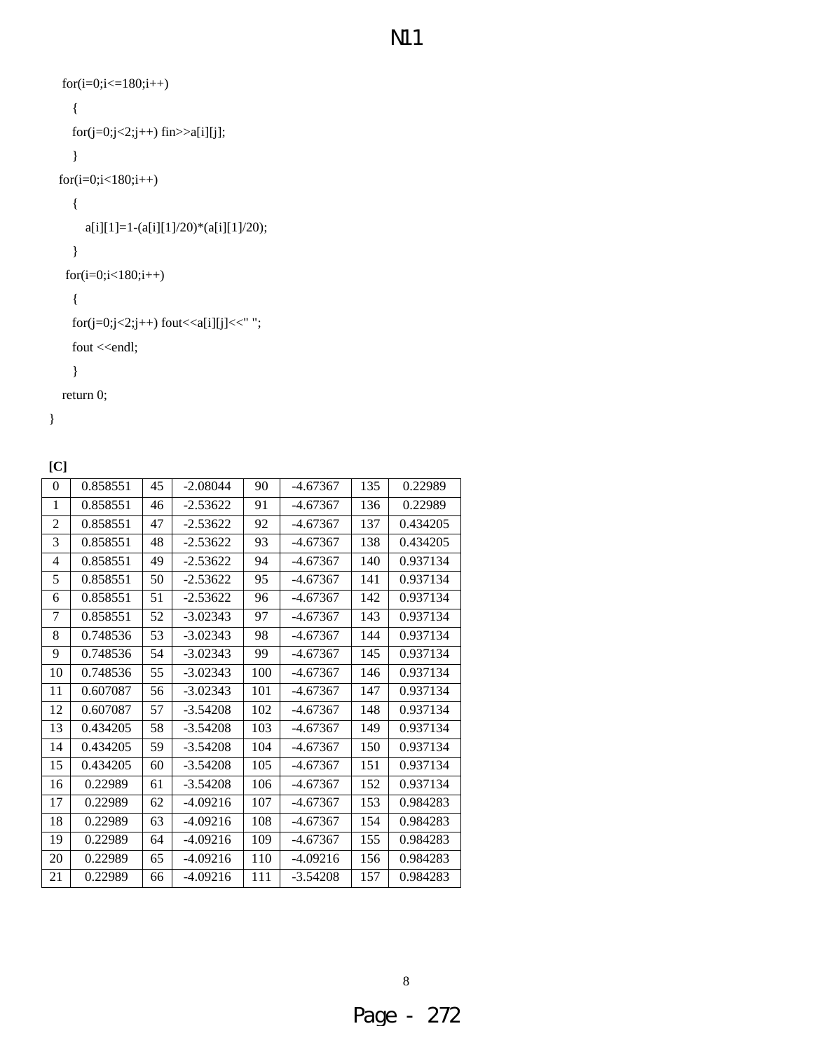```
    for(i=0;i<=180;i++)
      {
      for(j=0;j<2;j++) fin>>a[i][j];
      }
   for(i=0;i<180;i++)
      {
          a[i][1]=1-(a[i][1]/20)*(a[i][1]/20);
      }
     for(i=0;i<180;i++)
      {
      for(j=0;j<2;j++) fout<<a[i][j]<<" ";
      fout <<endl;
      }
    return 0;
}
```

**[C]**

| 0 | 0.858551 | 45 | -2.08044 | 90 | -4.67367 | 135 | 0.22989 |
|---|---|---|---|---|---|---|---|
| 1 | 0.858551 | 46 | -2.53622 | 91 | -4.67367 | 136 | 0.22989 |
| 2 | 0.858551 | 47 | -2.53622 | 92 | -4.67367 | 137 | 0.434205 |
| 3 | 0.858551 | 48 | -2.53622 | 93 | -4.67367 | 138 | 0.434205 |
| 4 | 0.858551 | 49 | -2.53622 | 94 | -4.67367 | 140 | 0.937134 |
| 5 | 0.858551 | 50 | -2.53622 | 95 | -4.67367 | 141 | 0.937134 |
| 6 | 0.858551 | 51 | -2.53622 | 96 | -4.67367 | 142 | 0.937134 |
| 7 | 0.858551 | 52 | -3.02343 | 97 | -4.67367 | 143 | 0.937134 |
| 8 | 0.748536 | 53 | -3.02343 | 98 | -4.67367 | 144 | 0.937134 |
| 9 | 0.748536 | 54 | -3.02343 | 99 | -4.67367 | 145 | 0.937134 |
| 10 | 0.748536 | 55 | -3.02343 | 100 | -4.67367 | 146 | 0.937134 |
| 11 | 0.607087 | 56 | -3.02343 | 101 | -4.67367 | 147 | 0.937134 |
| 12 | 0.607087 | 57 | -3.54208 | 102 | -4.67367 | 148 | 0.937134 |
| 13 | 0.434205 | 58 | -3.54208 | 103 | -4.67367 | 149 | 0.937134 |
| 14 | 0.434205 | 59 | -3.54208 | 104 | -4.67367 | 150 | 0.937134 |
| 15 | 0.434205 | 60 | -3.54208 | 105 | -4.67367 | 151 | 0.937134 |
| 16 | 0.22989 | 61 | -3.54208 | 106 | -4.67367 | 152 | 0.937134 |
| 17 | 0.22989 | 62 | -4.09216 | 107 | -4.67367 | 153 | 0.984283 |
| 18 | 0.22989 | 63 | -4.09216 | 108 | -4.67367 | 154 | 0.984283 |
| 19 | 0.22989 | 64 | -4.09216 | 109 | -4.67367 | 155 | 0.984283 |
| 20 | 0.22989 | 65 | -4.09216 | 110 | -4.09216 | 156 | 0.984283 |
| 21 | 0.22989 | 66 | -4.09216 | 111 | -3.54208 | 157 | 0.984283 |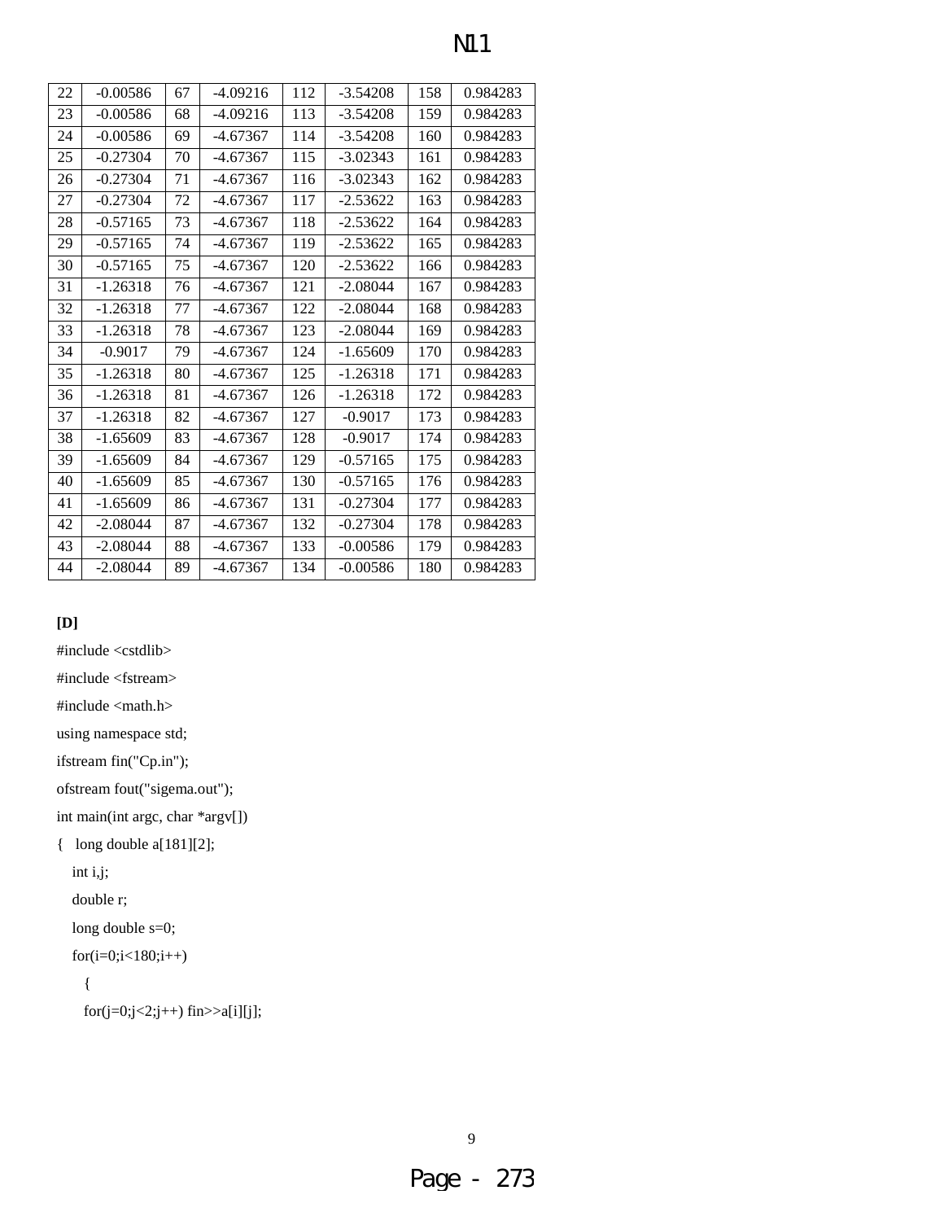| 22 | -0.00586 | 67 | -4.09216 | 112 | -3.54208 | 158 | 0.984283 |
|---|---|---|---|---|---|---|---|
| 23 | -0.00586 | 68 | -4.09216 | 113 | -3.54208 | 159 | 0.984283 |
| 24 | -0.00586 | 69 | -4.67367 | 114 | -3.54208 | 160 | 0.984283 |
| 25 | -0.27304 | 70 | -4.67367 | 115 | -3.02343 | 161 | 0.984283 |
| 26 | -0.27304 | 71 | -4.67367 | 116 | -3.02343 | 162 | 0.984283 |
| 27 | -0.27304 | 72 | -4.67367 | 117 | -2.53622 | 163 | 0.984283 |
| 28 | -0.57165 | 73 | -4.67367 | 118 | -2.53622 | 164 | 0.984283 |
| 29 | -0.57165 | 74 | -4.67367 | 119 | -2.53622 | 165 | 0.984283 |
| 30 | -0.57165 | 75 | -4.67367 | 120 | -2.53622 | 166 | 0.984283 |
| 31 | -1.26318 | 76 | -4.67367 | 121 | -2.08044 | 167 | 0.984283 |
| 32 | -1.26318 | 77 | -4.67367 | 122 | -2.08044 | 168 | 0.984283 |
| 33 | -1.26318 | 78 | -4.67367 | 123 | -2.08044 | 169 | 0.984283 |
| 34 | -0.9017 | 79 | -4.67367 | 124 | -1.65609 | 170 | 0.984283 |
| 35 | -1.26318 | 80 | -4.67367 | 125 | -1.26318 | 171 | 0.984283 |
| 36 | -1.26318 | 81 | -4.67367 | 126 | -1.26318 | 172 | 0.984283 |
| 37 | -1.26318 | 82 | -4.67367 | 127 | -0.9017 | 173 | 0.984283 |
| 38 | -1.65609 | 83 | -4.67367 | 128 | -0.9017 | 174 | 0.984283 |
| 39 | -1.65609 | 84 | -4.67367 | 129 | -0.57165 | 175 | 0.984283 |
| 40 | -1.65609 | 85 | -4.67367 | 130 | -0.57165 | 176 | 0.984283 |
| 41 | -1.65609 | 86 | -4.67367 | 131 | -0.27304 | 177 | 0.984283 |
| 42 | -2.08044 | 87 | -4.67367 | 132 | -0.27304 | 178 | 0.984283 |
| 43 | -2.08044 | 88 | -4.67367 | 133 | -0.00586 | 179 | 0.984283 |
| 44 | -2.08044 | 89 | -4.67367 | 134 | -0.00586 | 180 | 0.984283 |

**[D]**

```
#include <cstdlib>
#include <fstream>
#include <math.h>
using namespace std;
ifstream fin("Cp.in");
ofstream fout("sigema.out");
int main(int argc, char *argv[])
{   long double a[181][2];
    int i,j;
    double r;
    long double s=0;
    for(i=0;i<180;i++)
      {
      for(j=0;j<2;j++) fin>>a[i][j];
```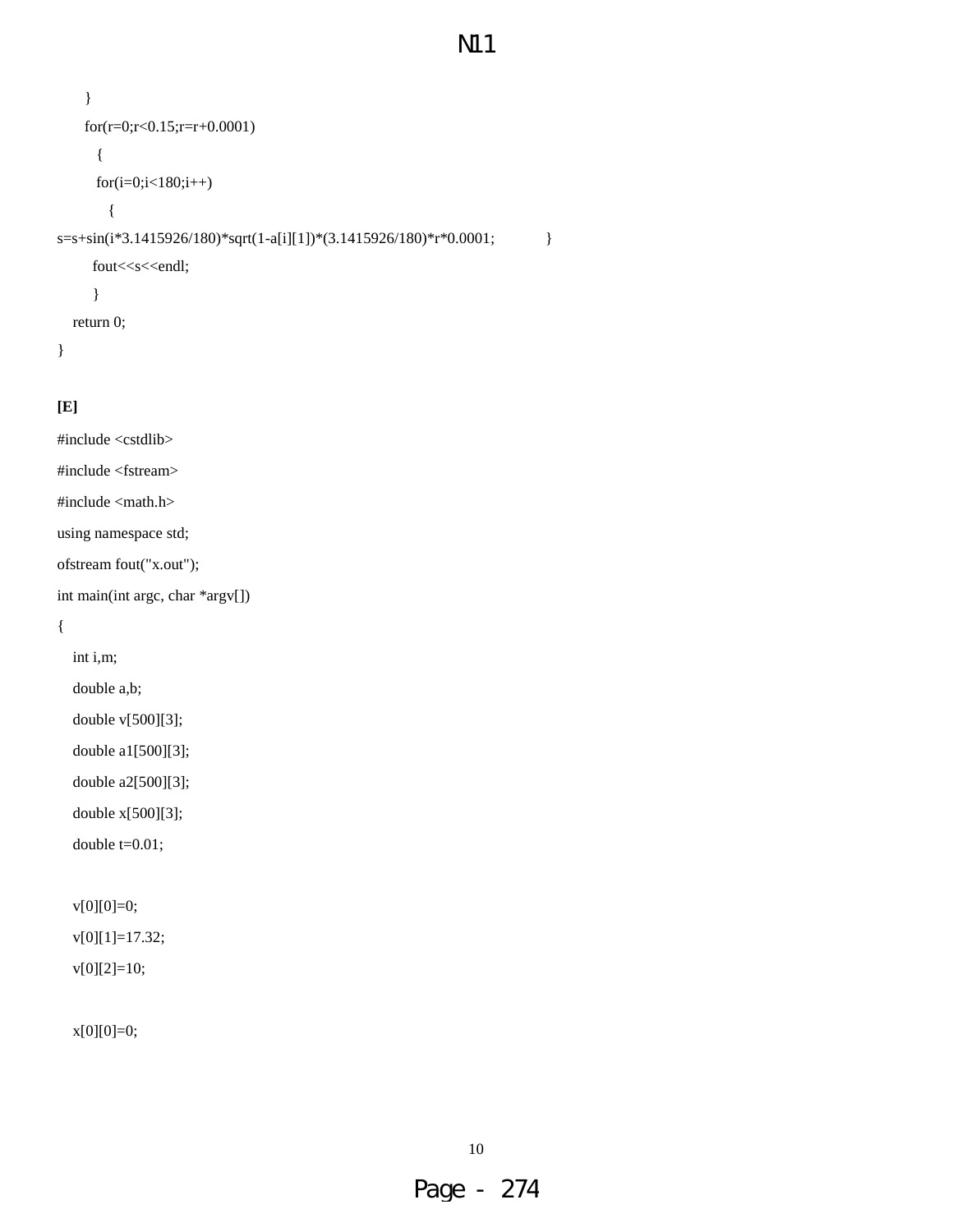```
    }
    for(r=0;r<0.15;r=r+0.0001)
      {
      for(i=0;i<180;i++)
        {
s=s+sin(i*3.1415926/180)*sqrt(1-a[i][1])*(3.1415926/180)*r*0.0001;       }
      fout<<s<<endl;
      }
  return 0;
}
```

**[E]**

```
#include <cstdlib>
#include <fstream>
#include <math.h>
using namespace std;
ofstream fout("x.out");
int main(int argc, char *argv[])
{
  int i,m;
  double a,b;
  double v[500][3];
  double a1[500][3];
  double a2[500][3];
  double x[500][3];
  double t=0.01;

  v[0][0]=0;
  v[0][1]=17.32;
  v[0][2]=10;

  x[0][0]=0;
```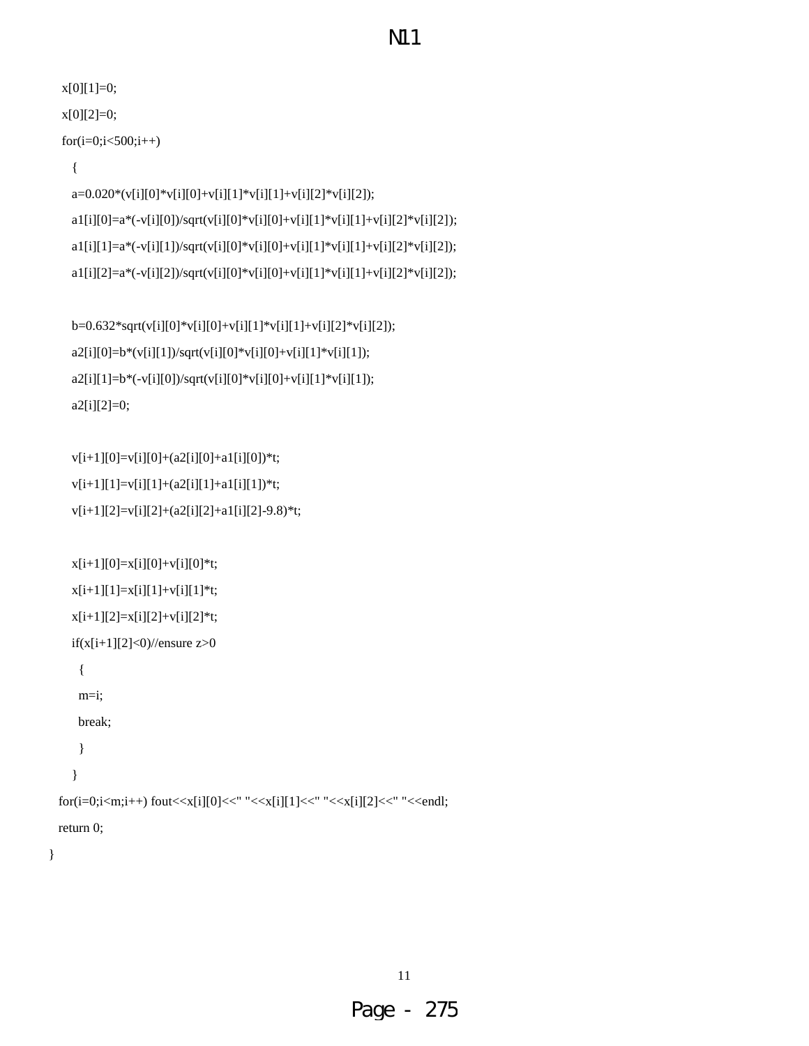```
    x[0][1]=0;
    x[0][2]=0;
    for(i=0;i<500;i++)
      {
      a=0.020*(v[i][0]*v[i][0]+v[i][1]*v[i][1]+v[i][2]*v[i][2]);
      a1[i][0]=a*(-v[i][0])/sqrt(v[i][0]*v[i][0]+v[i][1]*v[i][1]+v[i][2]*v[i][2]);
      a1[i][1]=a*(-v[i][1])/sqrt(v[i][0]*v[i][0]+v[i][1]*v[i][1]+v[i][2]*v[i][2]);
      a1[i][2]=a*(-v[i][2])/sqrt(v[i][0]*v[i][0]+v[i][1]*v[i][1]+v[i][2]*v[i][2]);

      b=0.632*sqrt(v[i][0]*v[i][0]+v[i][1]*v[i][1]+v[i][2]*v[i][2]);
      a2[i][0]=b*(v[i][1])/sqrt(v[i][0]*v[i][0]+v[i][1]*v[i][1]);
      a2[i][1]=b*(-v[i][0])/sqrt(v[i][0]*v[i][0]+v[i][1]*v[i][1]);
      a2[i][2]=0;

      v[i+1][0]=v[i][0]+(a2[i][0]+a1[i][0])*t;
      v[i+1][1]=v[i][1]+(a2[i][1]+a1[i][1])*t;
      v[i+1][2]=v[i][2]+(a2[i][2]+a1[i][2]-9.8)*t;

      x[i+1][0]=x[i][0]+v[i][0]*t;
      x[i+1][1]=x[i][1]+v[i][1]*t;
      x[i+1][2]=x[i][2]+v[i][2]*t;
      if(x[i+1][2]<0)//ensure z>0
        {
        m=i;
        break;
        }
      }
   for(i=0;i<m;i++) fout<<x[i][0]<<" "<<x[i][1]<<" "<<x[i][2]<<" "<<endl;
   return 0;
}
```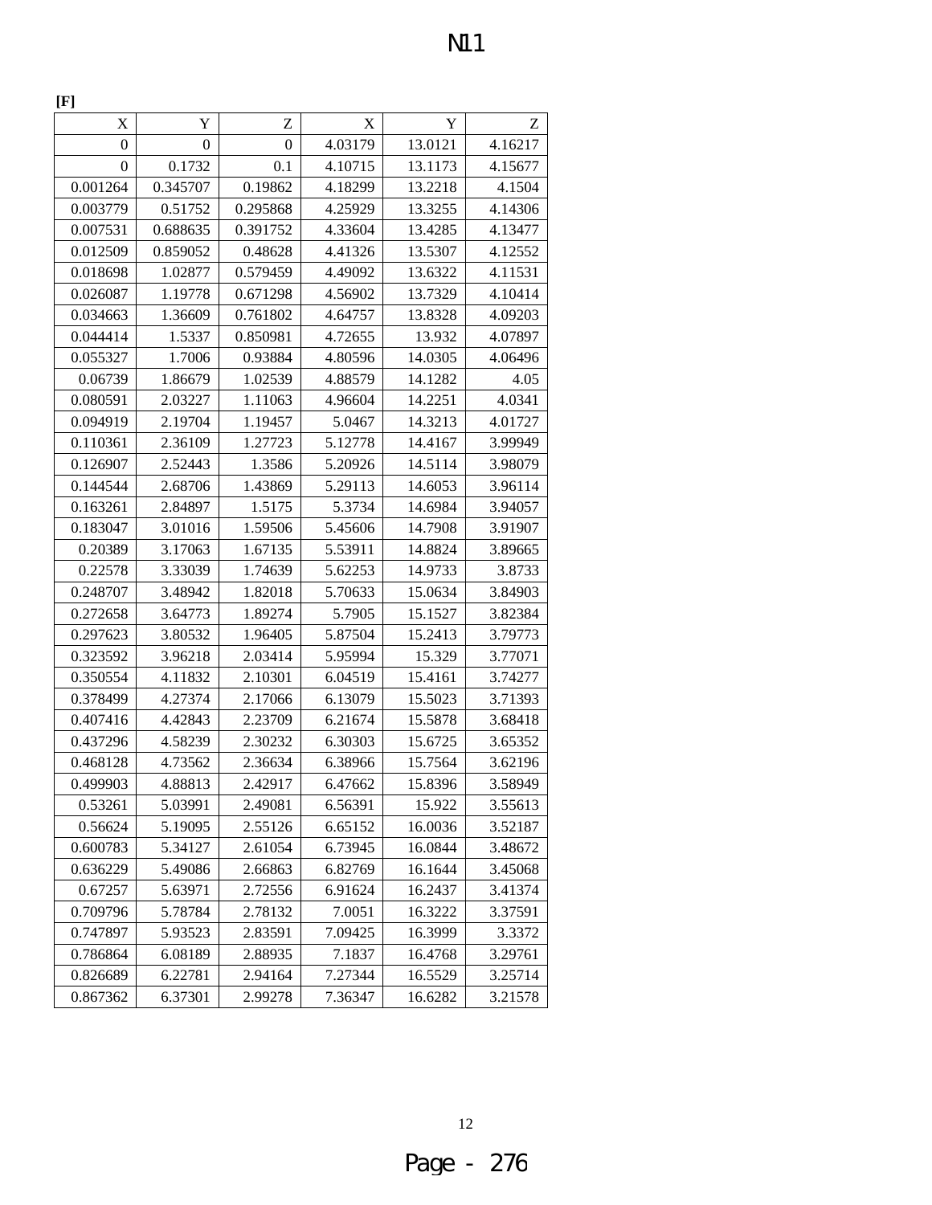**[F]**

| X | Y | Z | X | Y | Z |
|---|---|---|---|---|---|
| 0 | 0 | 0 | 4.03179 | 13.0121 | 4.16217 |
| 0 | 0.1732 | 0.1 | 4.10715 | 13.1173 | 4.15677 |
| 0.001264 | 0.345707 | 0.19862 | 4.18299 | 13.2218 | 4.1504 |
| 0.003779 | 0.51752 | 0.295868 | 4.25929 | 13.3255 | 4.14306 |
| 0.007531 | 0.688635 | 0.391752 | 4.33604 | 13.4285 | 4.13477 |
| 0.012509 | 0.859052 | 0.48628 | 4.41326 | 13.5307 | 4.12552 |
| 0.018698 | 1.02877 | 0.579459 | 4.49092 | 13.6322 | 4.11531 |
| 0.026087 | 1.19778 | 0.671298 | 4.56902 | 13.7329 | 4.10414 |
| 0.034663 | 1.36609 | 0.761802 | 4.64757 | 13.8328 | 4.09203 |
| 0.044414 | 1.5337 | 0.850981 | 4.72655 | 13.932 | 4.07897 |
| 0.055327 | 1.7006 | 0.93884 | 4.80596 | 14.0305 | 4.06496 |
| 0.06739 | 1.86679 | 1.02539 | 4.88579 | 14.1282 | 4.05 |
| 0.080591 | 2.03227 | 1.11063 | 4.96604 | 14.2251 | 4.0341 |
| 0.094919 | 2.19704 | 1.19457 | 5.0467 | 14.3213 | 4.01727 |
| 0.110361 | 2.36109 | 1.27723 | 5.12778 | 14.4167 | 3.99949 |
| 0.126907 | 2.52443 | 1.3586 | 5.20926 | 14.5114 | 3.98079 |
| 0.144544 | 2.68706 | 1.43869 | 5.29113 | 14.6053 | 3.96114 |
| 0.163261 | 2.84897 | 1.5175 | 5.3734 | 14.6984 | 3.94057 |
| 0.183047 | 3.01016 | 1.59506 | 5.45606 | 14.7908 | 3.91907 |
| 0.20389 | 3.17063 | 1.67135 | 5.53911 | 14.8824 | 3.89665 |
| 0.22578 | 3.33039 | 1.74639 | 5.62253 | 14.9733 | 3.8733 |
| 0.248707 | 3.48942 | 1.82018 | 5.70633 | 15.0634 | 3.84903 |
| 0.272658 | 3.64773 | 1.89274 | 5.7905 | 15.1527 | 3.82384 |
| 0.297623 | 3.80532 | 1.96405 | 5.87504 | 15.2413 | 3.79773 |
| 0.323592 | 3.96218 | 2.03414 | 5.95994 | 15.329 | 3.77071 |
| 0.350554 | 4.11832 | 2.10301 | 6.04519 | 15.4161 | 3.74277 |
| 0.378499 | 4.27374 | 2.17066 | 6.13079 | 15.5023 | 3.71393 |
| 0.407416 | 4.42843 | 2.23709 | 6.21674 | 15.5878 | 3.68418 |
| 0.437296 | 4.58239 | 2.30232 | 6.30303 | 15.6725 | 3.65352 |
| 0.468128 | 4.73562 | 2.36634 | 6.38966 | 15.7564 | 3.62196 |
| 0.499903 | 4.88813 | 2.42917 | 6.47662 | 15.8396 | 3.58949 |
| 0.53261 | 5.03991 | 2.49081 | 6.56391 | 15.922 | 3.55613 |
| 0.56624 | 5.19095 | 2.55126 | 6.65152 | 16.0036 | 3.52187 |
| 0.600783 | 5.34127 | 2.61054 | 6.73945 | 16.0844 | 3.48672 |
| 0.636229 | 5.49086 | 2.66863 | 6.82769 | 16.1644 | 3.45068 |
| 0.67257 | 5.63971 | 2.72556 | 6.91624 | 16.2437 | 3.41374 |
| 0.709796 | 5.78784 | 2.78132 | 7.0051 | 16.3222 | 3.37591 |
| 0.747897 | 5.93523 | 2.83591 | 7.09425 | 16.3999 | 3.3372 |
| 0.786864 | 6.08189 | 2.88935 | 7.1837 | 16.4768 | 3.29761 |
| 0.826689 | 6.22781 | 2.94164 | 7.27344 | 16.5529 | 3.25714 |
| 0.867362 | 6.37301 | 2.99278 | 7.36347 | 16.6282 | 3.21578 |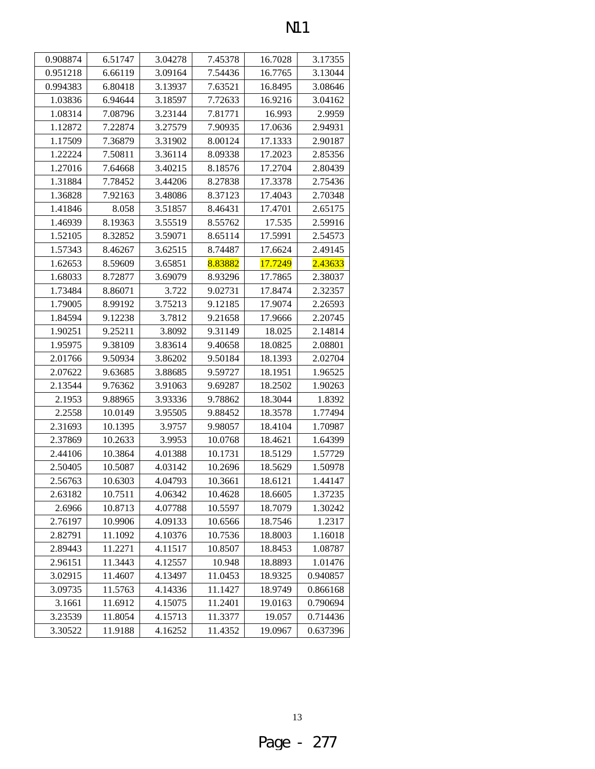# N11

| | | | | | |
|---|---|---|---|---|---|
| 0.908874 | 6.51747 | 3.04278 | 7.45378 | 16.7028 | 3.17355 |
| 0.951218 | 6.66119 | 3.09164 | 7.54436 | 16.7765 | 3.13044 |
| 0.994383 | 6.80418 | 3.13937 | 7.63521 | 16.8495 | 3.08646 |
| 1.03836 | 6.94644 | 3.18597 | 7.72633 | 16.9216 | 3.04162 |
| 1.08314 | 7.08796 | 3.23144 | 7.81771 | 16.993 | 2.9959 |
| 1.12872 | 7.22874 | 3.27579 | 7.90935 | 17.0636 | 2.94931 |
| 1.17509 | 7.36879 | 3.31902 | 8.00124 | 17.1333 | 2.90187 |
| 1.22224 | 7.50811 | 3.36114 | 8.09338 | 17.2023 | 2.85356 |
| 1.27016 | 7.64668 | 3.40215 | 8.18576 | 17.2704 | 2.80439 |
| 1.31884 | 7.78452 | 3.44206 | 8.27838 | 17.3378 | 2.75436 |
| 1.36828 | 7.92163 | 3.48086 | 8.37123 | 17.4043 | 2.70348 |
| 1.41846 | 8.058 | 3.51857 | 8.46431 | 17.4701 | 2.65175 |
| 1.46939 | 8.19363 | 3.55519 | 8.55762 | 17.535 | 2.59916 |
| 1.52105 | 8.32852 | 3.59071 | 8.65114 | 17.5991 | 2.54573 |
| 1.57343 | 8.46267 | 3.62515 | 8.74487 | 17.6624 | 2.49145 |
| 1.62653 | 8.59609 | 3.65851 | 8.83882 | 17.7249 | 2.43633 |
| 1.68033 | 8.72877 | 3.69079 | 8.93296 | 17.7865 | 2.38037 |
| 1.73484 | 8.86071 | 3.722 | 9.02731 | 17.8474 | 2.32357 |
| 1.79005 | 8.99192 | 3.75213 | 9.12185 | 17.9074 | 2.26593 |
| 1.84594 | 9.12238 | 3.7812 | 9.21658 | 17.9666 | 2.20745 |
| 1.90251 | 9.25211 | 3.8092 | 9.31149 | 18.025 | 2.14814 |
| 1.95975 | 9.38109 | 3.83614 | 9.40658 | 18.0825 | 2.08801 |
| 2.01766 | 9.50934 | 3.86202 | 9.50184 | 18.1393 | 2.02704 |
| 2.07622 | 9.63685 | 3.88685 | 9.59727 | 18.1951 | 1.96525 |
| 2.13544 | 9.76362 | 3.91063 | 9.69287 | 18.2502 | 1.90263 |
| 2.1953 | 9.88965 | 3.93336 | 9.78862 | 18.3044 | 1.8392 |
| 2.2558 | 10.0149 | 3.95505 | 9.88452 | 18.3578 | 1.77494 |
| 2.31693 | 10.1395 | 3.9757 | 9.98057 | 18.4104 | 1.70987 |
| 2.37869 | 10.2633 | 3.9953 | 10.0768 | 18.4621 | 1.64399 |
| 2.44106 | 10.3864 | 4.01388 | 10.1731 | 18.5129 | 1.57729 |
| 2.50405 | 10.5087 | 4.03142 | 10.2696 | 18.5629 | 1.50978 |
| 2.56763 | 10.6303 | 4.04793 | 10.3661 | 18.6121 | 1.44147 |
| 2.63182 | 10.7511 | 4.06342 | 10.4628 | 18.6605 | 1.37235 |
| 2.6966 | 10.8713 | 4.07788 | 10.5597 | 18.7079 | 1.30242 |
| 2.76197 | 10.9906 | 4.09133 | 10.6566 | 18.7546 | 1.2317 |
| 2.82791 | 11.1092 | 4.10376 | 10.7536 | 18.8003 | 1.16018 |
| 2.89443 | 11.2271 | 4.11517 | 10.8507 | 18.8453 | 1.08787 |
| 2.96151 | 11.3443 | 4.12557 | 10.948 | 18.8893 | 1.01476 |
| 3.02915 | 11.4607 | 4.13497 | 11.0453 | 18.9325 | 0.940857 |
| 3.09735 | 11.5763 | 4.14336 | 11.1427 | 18.9749 | 0.866168 |
| 3.1661 | 11.6912 | 4.15075 | 11.2401 | 19.0163 | 0.790694 |
| 3.23539 | 11.8054 | 4.15713 | 11.3377 | 19.057 | 0.714436 |
| 3.30522 | 11.9188 | 4.16252 | 11.4352 | 19.0967 | 0.637396 |

Page - 277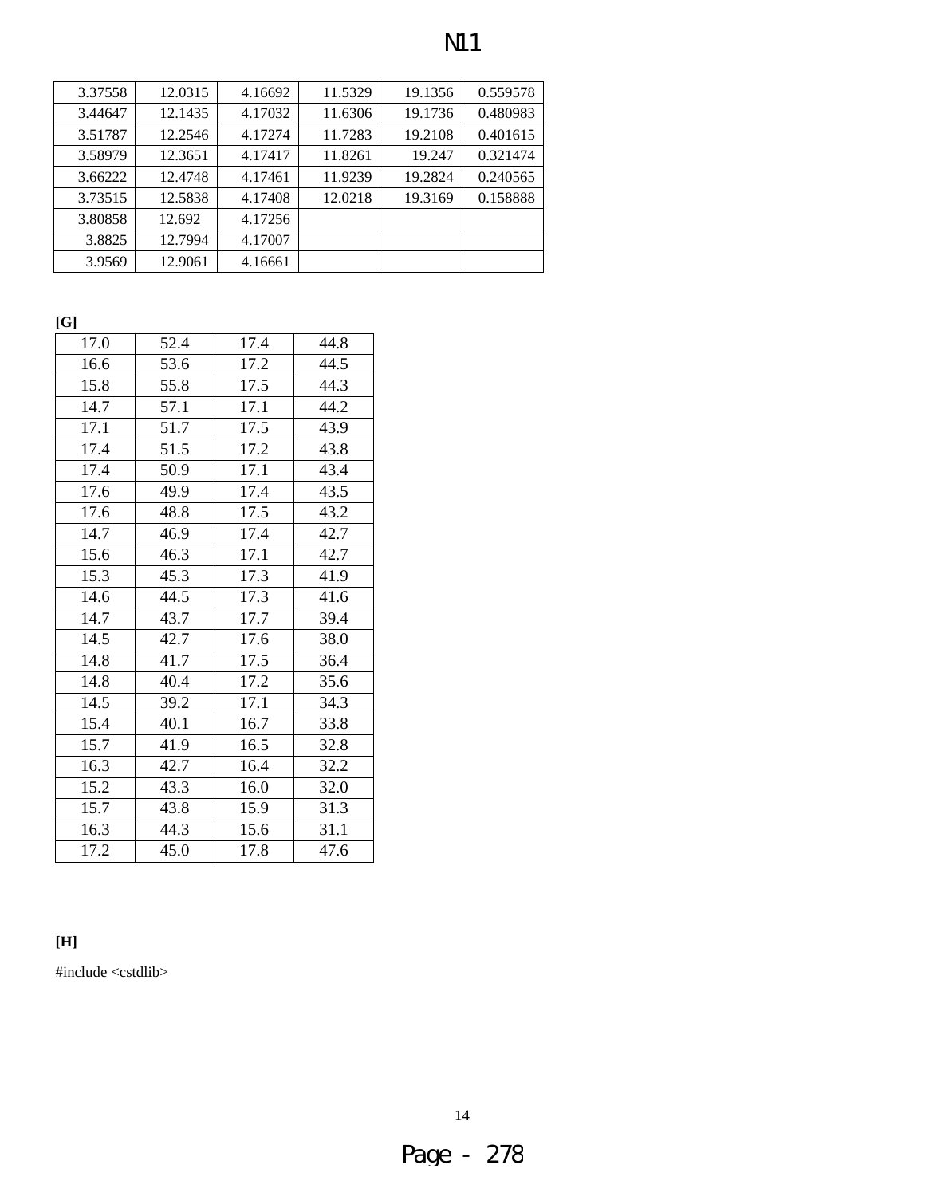| | | | | | |
|---|---|---|---|---|---|
| 3.37558 | 12.0315 | 4.16692 | 11.5329 | 19.1356 | 0.559578 |
| 3.44647 | 12.1435 | 4.17032 | 11.6306 | 19.1736 | 0.480983 |
| 3.51787 | 12.2546 | 4.17274 | 11.7283 | 19.2108 | 0.401615 |
| 3.58979 | 12.3651 | 4.17417 | 11.8261 | 19.247 | 0.321474 |
| 3.66222 | 12.4748 | 4.17461 | 11.9239 | 19.2824 | 0.240565 |
| 3.73515 | 12.5838 | 4.17408 | 12.0218 | 19.3169 | 0.158888 |
| 3.80858 | 12.692 | 4.17256 | | | |
| 3.8825 | 12.7994 | 4.17007 | | | |
| 3.9569 | 12.9061 | 4.16661 | | | |

**[G]**

| | | | |
|---|---|---|---|
| 17.0 | 52.4 | 17.4 | 44.8 |
| 16.6 | 53.6 | 17.2 | 44.5 |
| 15.8 | 55.8 | 17.5 | 44.3 |
| 14.7 | 57.1 | 17.1 | 44.2 |
| 17.1 | 51.7 | 17.5 | 43.9 |
| 17.4 | 51.5 | 17.2 | 43.8 |
| 17.4 | 50.9 | 17.1 | 43.4 |
| 17.6 | 49.9 | 17.4 | 43.5 |
| 17.6 | 48.8 | 17.5 | 43.2 |
| 14.7 | 46.9 | 17.4 | 42.7 |
| 15.6 | 46.3 | 17.1 | 42.7 |
| 15.3 | 45.3 | 17.3 | 41.9 |
| 14.6 | 44.5 | 17.3 | 41.6 |
| 14.7 | 43.7 | 17.7 | 39.4 |
| 14.5 | 42.7 | 17.6 | 38.0 |
| 14.8 | 41.7 | 17.5 | 36.4 |
| 14.8 | 40.4 | 17.2 | 35.6 |
| 14.5 | 39.2 | 17.1 | 34.3 |
| 15.4 | 40.1 | 16.7 | 33.8 |
| 15.7 | 41.9 | 16.5 | 32.8 |
| 16.3 | 42.7 | 16.4 | 32.2 |
| 15.2 | 43.3 | 16.0 | 32.0 |
| 15.7 | 43.8 | 15.9 | 31.3 |
| 16.3 | 44.3 | 15.6 | 31.1 |
| 17.2 | 45.0 | 17.8 | 47.6 |

**[H]**

```
#include <cstdlib>
```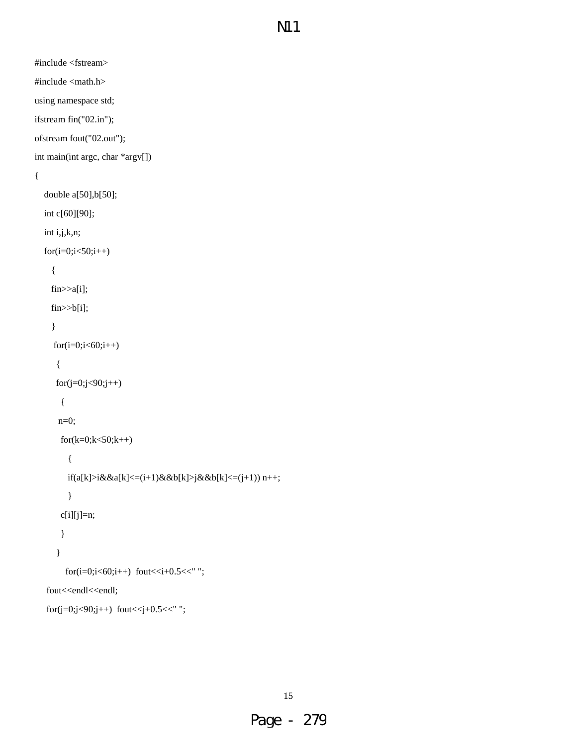```
#include <fstream>
#include <math.h>
using namespace std;
ifstream fin("02.in");
ofstream fout("02.out");
int main(int argc, char *argv[])
{
    double a[50],b[50];
    int c[60][90];
    int i,j,k,n;
    for(i=0;i<50;i++)
      {
      fin>>a[i];
      fin>>b[i];
      }
       for(i=0;i<60;i++)
        {
        for(j=0;j<90;j++)
          {
         n=0;
          for(k=0;k<50;k++)
             {
             if(a[k]>i&&a[k]<=(i+1)&&b[k]>j&&b[k]<=(j+1)) n++;
             }
          c[i][j]=n;
          }
        }
            for(i=0;i<60;i++)  fout<<i+0.5<<" ";
     fout<<endl<<endl;
     for(j=0;j<90;j++)  fout<<j+0.5<<" ";
```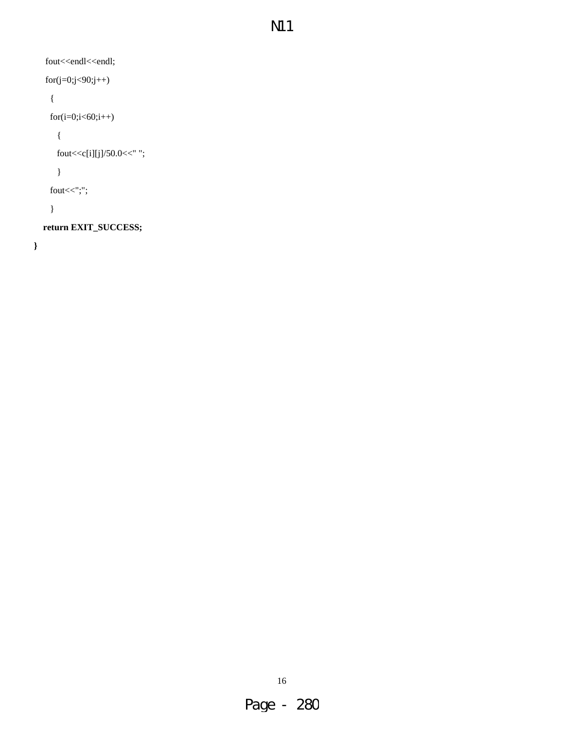```
     fout<<endl<<endl;
     for(j=0;j<90;j++)
       {
       for(i=0;i<60;i++)
         {
         fout<<c[i][j]/50.0<<" ";
         }
       fout<<";";
       }
   return EXIT_SUCCESS;
}
```